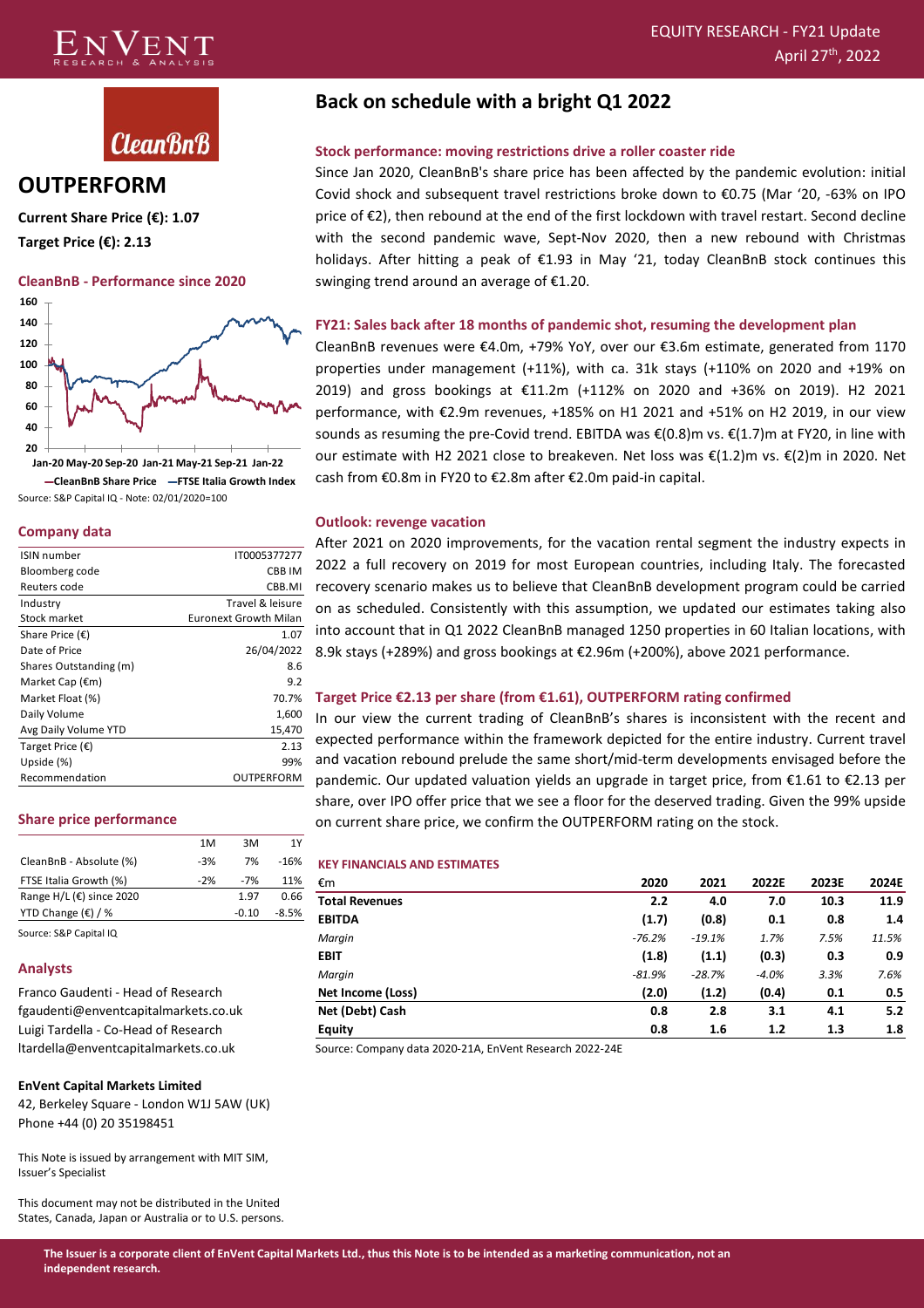EQUITY RESEARCH - FY21 Update
April 27th, 2022

CleanBnB

# OUTPERFORM

**Current Share Price (€): 1.07**

**Target Price (€): 2.13**

### CleanBnB - Performance since 2020

—CleanBnB Share Price —FTSE Italia Growth Index

Source: S&P Capital IQ - Note: 02/01/2020=100

### Company data

| | |
|---|---|
| ISIN number | IT0005377277 |
| Bloomberg code | CBB IM |
| Reuters code | CBB.MI |
| Industry | Travel & leisure |
| Stock market | Euronext Growth Milan |
| Share Price (€) | 1.07 |
| Date of Price | 26/04/2022 |
| Shares Outstanding (m) | 8.6 |
| Market Cap (€m) | 9.2 |
| Market Float (%) | 70.7% |
| Daily Volume | 1,600 |
| Avg Daily Volume YTD | 15,470 |
| Target Price (€) | 2.13 |
| Upside (%) | 99% |
| Recommendation | OUTPERFORM |

### Share price performance

| | 1M | 3M | 1Y |
|---|---|---|---|
| CleanBnB - Absolute (%) | -3% | 7% | -16% |
| FTSE Italia Growth (%) | -2% | -7% | 11% |
| Range H/L (€) since 2020 | | 1.97 | 0.66 |
| YTD Change (€) / % | | -0.10 | -8.5% |

Source: S&P Capital IQ

### Analysts

Franco Gaudenti - Head of Research
fgaudenti@enventcapitalmarkets.co.uk
Luigi Tardella - Co-Head of Research
ltardella@enventcapitalmarkets.co.uk

**EnVent Capital Markets Limited**
42, Berkeley Square - London W1J 5AW (UK)
Phone +44 (0) 20 35198451

This Note is issued by arrangement with MIT SIM, Issuer's Specialist

This document may not be distributed in the United States, Canada, Japan or Australia or to U.S. persons.

# Back on schedule with a bright Q1 2022

### Stock performance: moving restrictions drive a roller coaster ride

Since Jan 2020, CleanBnB's share price has been affected by the pandemic evolution: initial Covid shock and subsequent travel restrictions broke down to €0.75 (Mar '20, -63% on IPO price of €2), then rebound at the end of the first lockdown with travel restart. Second decline with the second pandemic wave, Sept-Nov 2020, then a new rebound with Christmas holidays. After hitting a peak of €1.93 in May '21, today CleanBnB stock continues this swinging trend around an average of €1.20.

### FY21: Sales back after 18 months of pandemic shot, resuming the development plan

CleanBnB revenues were €4.0m, +79% YoY, over our €3.6m estimate, generated from 1170 properties under management (+11%), with ca. 31k stays (+110% on 2020 and +19% on 2019) and gross bookings at €11.2m (+112% on 2020 and +36% on 2019). H2 2021 performance, with €2.9m revenues, +185% on H1 2021 and +51% on H2 2019, in our view sounds as resuming the pre-Covid trend. EBITDA was €(0.8)m vs. €(1.7)m at FY20, in line with our estimate with H2 2021 close to breakeven. Net loss was €(1.2)m vs. €(2)m in 2020. Net cash from €0.8m in FY20 to €2.8m after €2.0m paid-in capital.

### Outlook: revenge vacation

After 2021 on 2020 improvements, for the vacation rental segment the industry expects in 2022 a full recovery on 2019 for most European countries, including Italy. The forecasted recovery scenario makes us to believe that CleanBnB development program could be carried on as scheduled. Consistently with this assumption, we updated our estimates taking also into account that in Q1 2022 CleanBnB managed 1250 properties in 60 Italian locations, with 8.9k stays (+289%) and gross bookings at €2.96m (+200%), above 2021 performance.

### Target Price €2.13 per share (from €1.61), OUTPERFORM rating confirmed

In our view the current trading of CleanBnB's shares is inconsistent with the recent and expected performance within the framework depicted for the entire industry. Current travel and vacation rebound prelude the same short/mid-term developments envisaged before the pandemic. Our updated valuation yields an upgrade in target price, from €1.61 to €2.13 per share, over IPO offer price that we see a floor for the deserved trading. Given the 99% upside on current share price, we confirm the OUTPERFORM rating on the stock.

#### KEY FINANCIALS AND ESTIMATES

| €m | 2020 | 2021 | 2022E | 2023E | 2024E |
|---|---|---|---|---|---|
| **Total Revenues** | 2.2 | 4.0 | 7.0 | 10.3 | 11.9 |
| **EBITDA** | (1.7) | (0.8) | 0.1 | 0.8 | 1.4 |
| *Margin* | *-76.2%* | *-19.1%* | *1.7%* | *7.5%* | *11.5%* |
| **EBIT** | (1.8) | (1.1) | (0.3) | 0.3 | 0.9 |
| *Margin* | *-81.9%* | *-28.7%* | *-4.0%* | *3.3%* | *7.6%* |
| **Net Income (Loss)** | (2.0) | (1.2) | (0.4) | 0.1 | 0.5 |
| **Net (Debt) Cash** | 0.8 | 2.8 | 3.1 | 4.1 | 5.2 |
| **Equity** | 0.8 | 1.6 | 1.2 | 1.3 | 1.8 |

Source: Company data 2020-21A, EnVent Research 2022-24E

**The Issuer is a corporate client of EnVent Capital Markets Ltd., thus this Note is to be intended as a marketing communication, not an independent research.**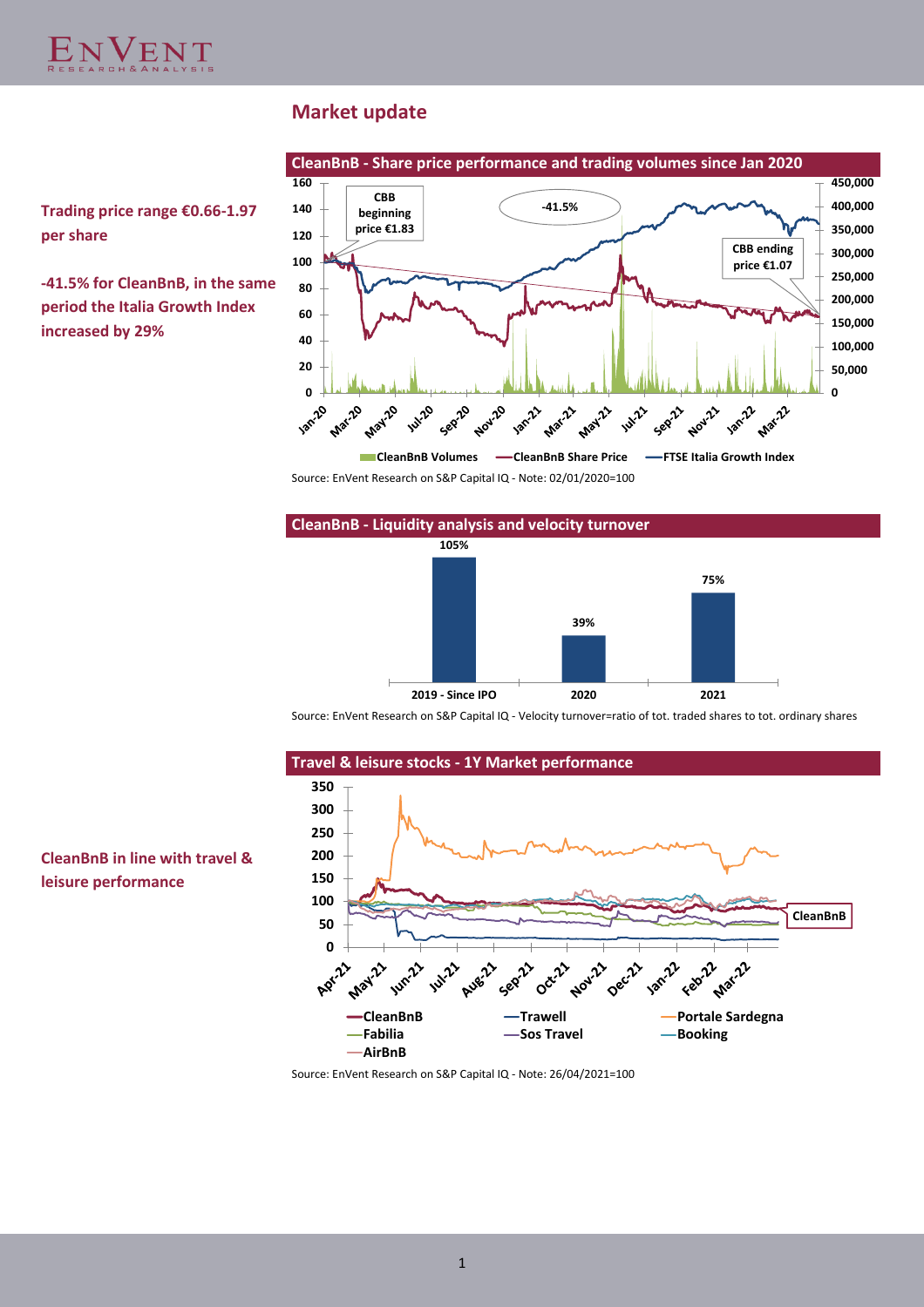## Market update

**Trading price range €0.66-1.97 per share**

**-41.5% for CleanBnB, in the same period the Italia Growth Index increased by 29%**

**CleanBnB - Share price performance and trading volumes since Jan 2020**

Source: EnVent Research on S&P Capital IQ - Note: 02/01/2020=100

**CleanBnB - Liquidity analysis and velocity turnover**

| 2019 - Since IPO | 2020 | 2021 |
|---|---|---|
| 105% | 39% | 75% |

Source: EnVent Research on S&P Capital IQ - Velocity turnover=ratio of tot. traded shares to tot. ordinary shares

**CleanBnB in line with travel & leisure performance**

**Travel & leisure stocks - 1Y Market performance**

Source: EnVent Research on S&P Capital IQ - Note: 26/04/2021=100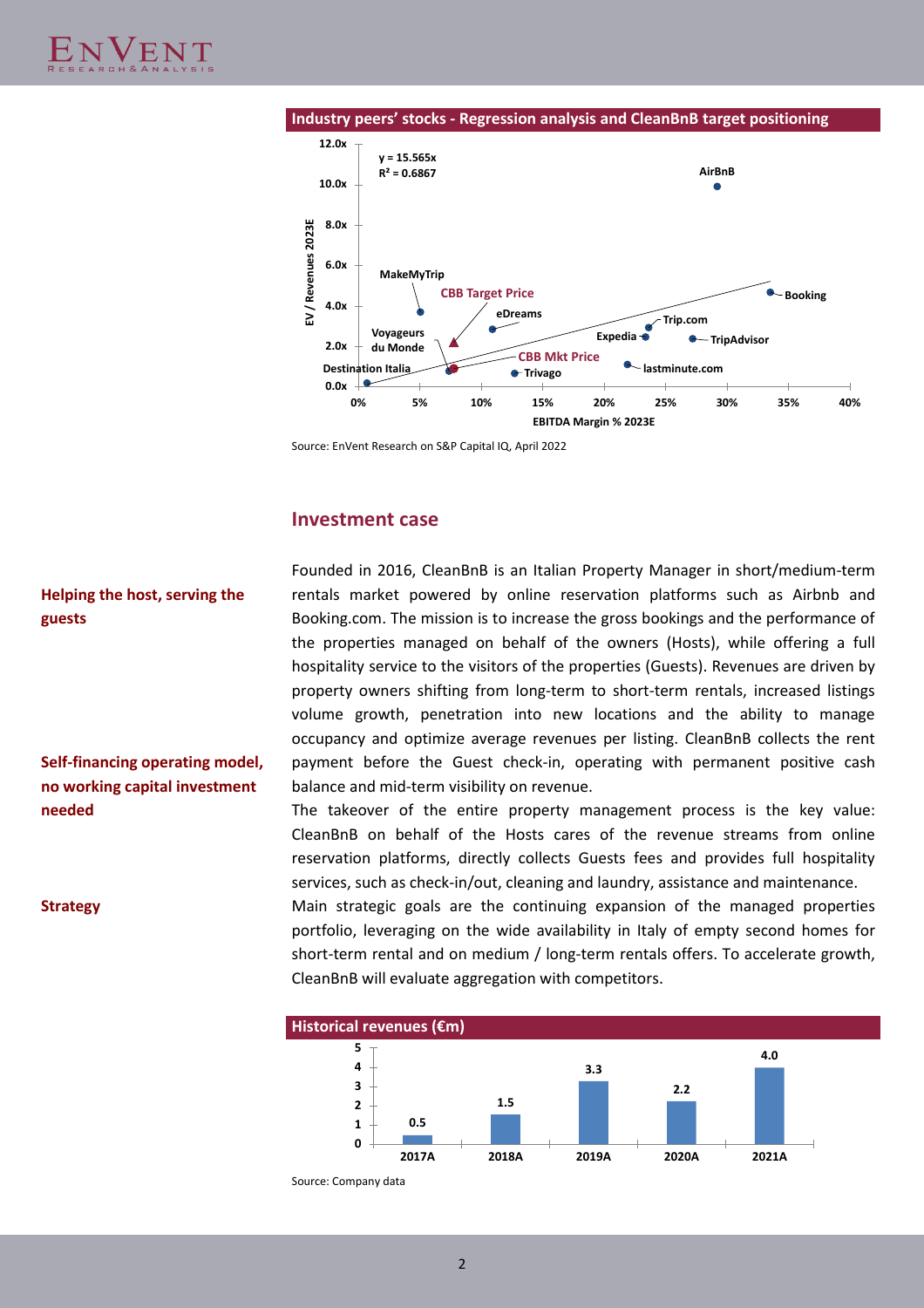**Industry peers' stocks - Regression analysis and CleanBnB target positioning**

Source: EnVent Research on S&P Capital IQ, April 2022

## Investment case

**Helping the host, serving the guests**

Founded in 2016, CleanBnB is an Italian Property Manager in short/medium-term rentals market powered by online reservation platforms such as Airbnb and Booking.com. The mission is to increase the gross bookings and the performance of the properties managed on behalf of the owners (Hosts), while offering a full hospitality service to the visitors of the properties (Guests). Revenues are driven by property owners shifting from long-term to short-term rentals, increased listings volume growth, penetration into new locations and the ability to manage occupancy and optimize average revenues per listing. CleanBnB collects the rent payment before the Guest check-in, operating with permanent positive cash balance and mid-term visibility on revenue.

**Self-financing operating model, no working capital investment needed**

The takeover of the entire property management process is the key value: CleanBnB on behalf of the Hosts cares of the revenue streams from online reservation platforms, directly collects Guests fees and provides full hospitality services, such as check-in/out, cleaning and laundry, assistance and maintenance.

**Strategy**

Main strategic goals are the continuing expansion of the managed properties portfolio, leveraging on the wide availability in Italy of empty second homes for short-term rental and on medium / long-term rentals offers. To accelerate growth, CleanBnB will evaluate aggregation with competitors.

**Historical revenues (€m)**

| 2017A | 2018A | 2019A | 2020A | 2021A |
|---|---|---|---|---|
| 0.5 | 1.5 | 3.3 | 2.2 | 4.0 |

Source: Company data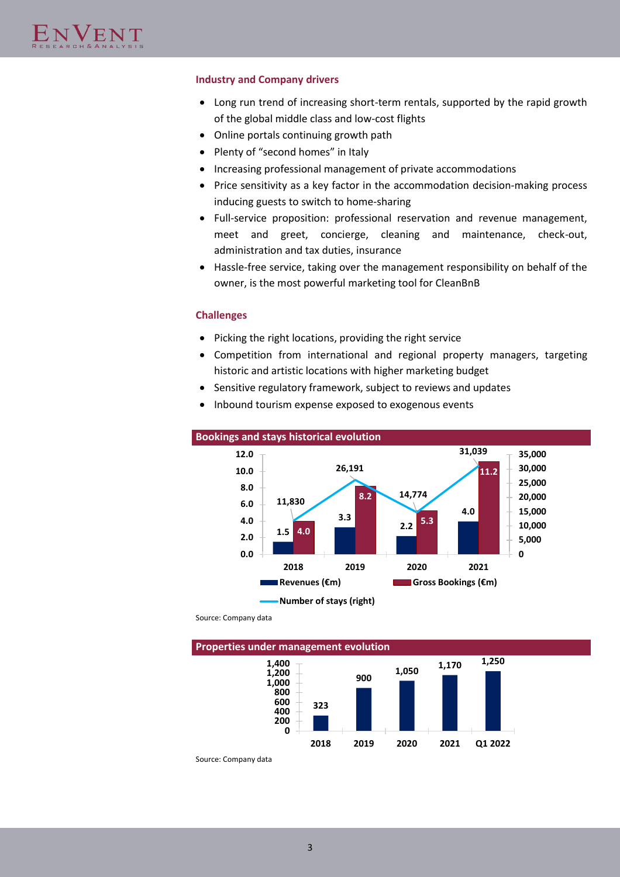### Industry and Company drivers

- Long run trend of increasing short-term rentals, supported by the rapid growth of the global middle class and low-cost flights
- Online portals continuing growth path
- Plenty of "second homes" in Italy
- Increasing professional management of private accommodations
- Price sensitivity as a key factor in the accommodation decision-making process inducing guests to switch to home-sharing
- Full-service proposition: professional reservation and revenue management, meet and greet, concierge, cleaning and maintenance, check-out, administration and tax duties, insurance
- Hassle-free service, taking over the management responsibility on behalf of the owner, is the most powerful marketing tool for CleanBnB

### Challenges

- Picking the right locations, providing the right service
- Competition from international and regional property managers, targeting historic and artistic locations with higher marketing budget
- Sensitive regulatory framework, subject to reviews and updates
- Inbound tourism expense exposed to exogenous events

**Bookings and stays historical evolution**

| | 2018 | 2019 | 2020 | 2021 |
|---|---|---|---|---|
| Revenues (€m) | 1.5 | 3.3 | 2.2 | 4.0 |
| Gross Bookings (€m) | 4.0 | 8.2 | 5.3 | 11.2 |
| Number of stays (right) | 11,830 | 26,191 | 14,774 | 31,039 |

Source: Company data

**Properties under management evolution**

| 2018 | 2019 | 2020 | 2021 | Q1 2022 |
|---|---|---|---|---|
| 323 | 900 | 1,050 | 1,170 | 1,250 |

Source: Company data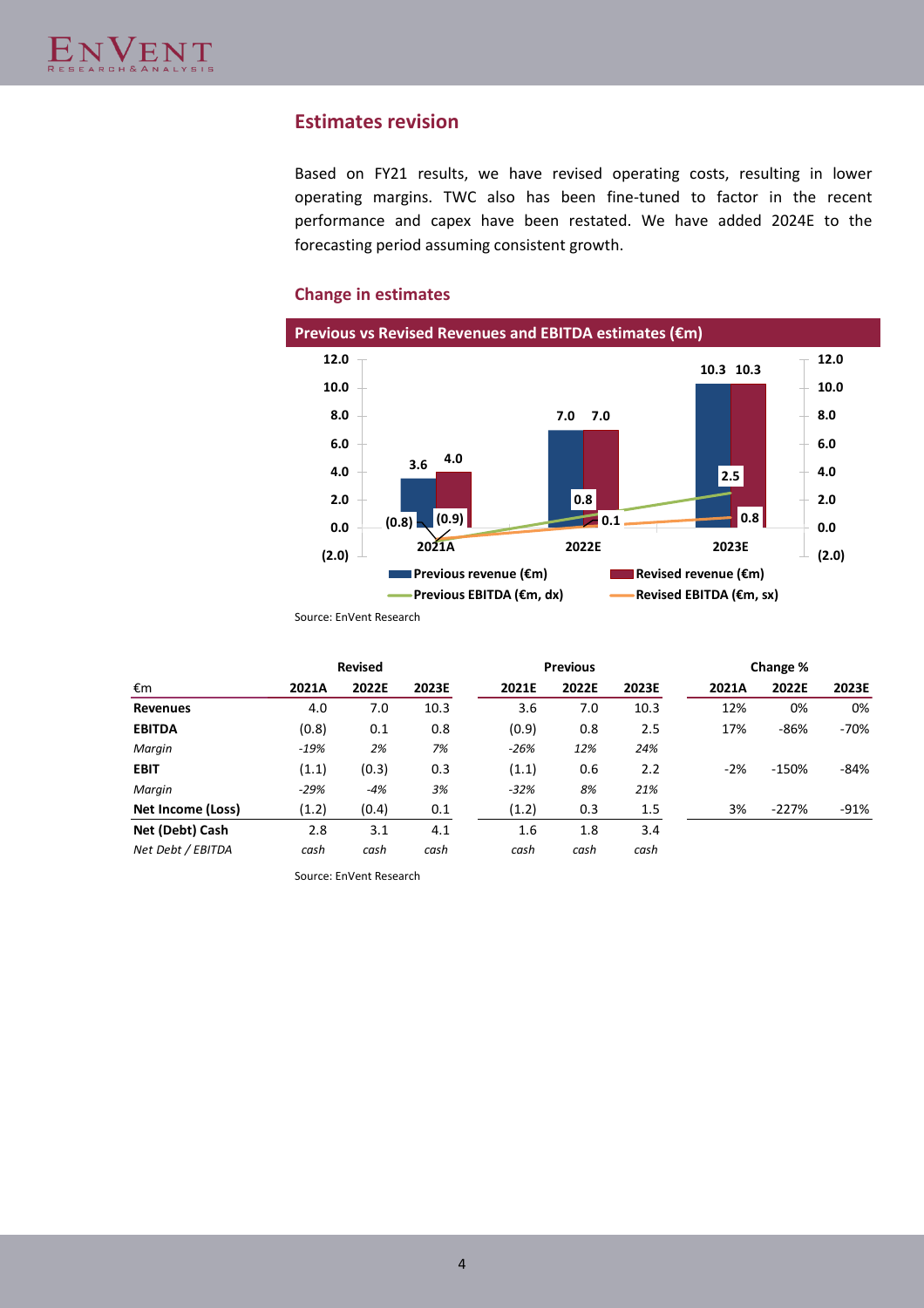## Estimates revision

Based on FY21 results, we have revised operating costs, resulting in lower operating margins. TWC also has been fine-tuned to factor in the recent performance and capex have been restated. We have added 2024E to the forecasting period assuming consistent growth.

### Change in estimates

**Previous vs Revised Revenues and EBITDA estimates (€m)**

Source: EnVent Research

| €m | Revised | | | Previous | | | Change % | | |
|---|---|---|---|---|---|---|---|---|---|
| | 2021A | 2022E | 2023E | 2021E | 2022E | 2023E | 2021A | 2022E | 2023E |
| **Revenues** | 4.0 | 7.0 | 10.3 | 3.6 | 7.0 | 10.3 | 12% | 0% | 0% |
| **EBITDA** | (0.8) | 0.1 | 0.8 | (0.9) | 0.8 | 2.5 | 17% | -86% | -70% |
| *Margin* | *-19%* | *2%* | *7%* | *-26%* | *12%* | *24%* | | | |
| **EBIT** | (1.1) | (0.3) | 0.3 | (1.1) | 0.6 | 2.2 | -2% | -150% | -84% |
| *Margin* | *-29%* | *-4%* | *3%* | *-32%* | *8%* | *21%* | | | |
| **Net Income (Loss)** | (1.2) | (0.4) | 0.1 | (1.2) | 0.3 | 1.5 | 3% | -227% | -91% |
| **Net (Debt) Cash** | 2.8 | 3.1 | 4.1 | 1.6 | 1.8 | 3.4 | | | |
| *Net Debt / EBITDA* | *cash* | *cash* | *cash* | *cash* | *cash* | *cash* | | | |

Source: EnVent Research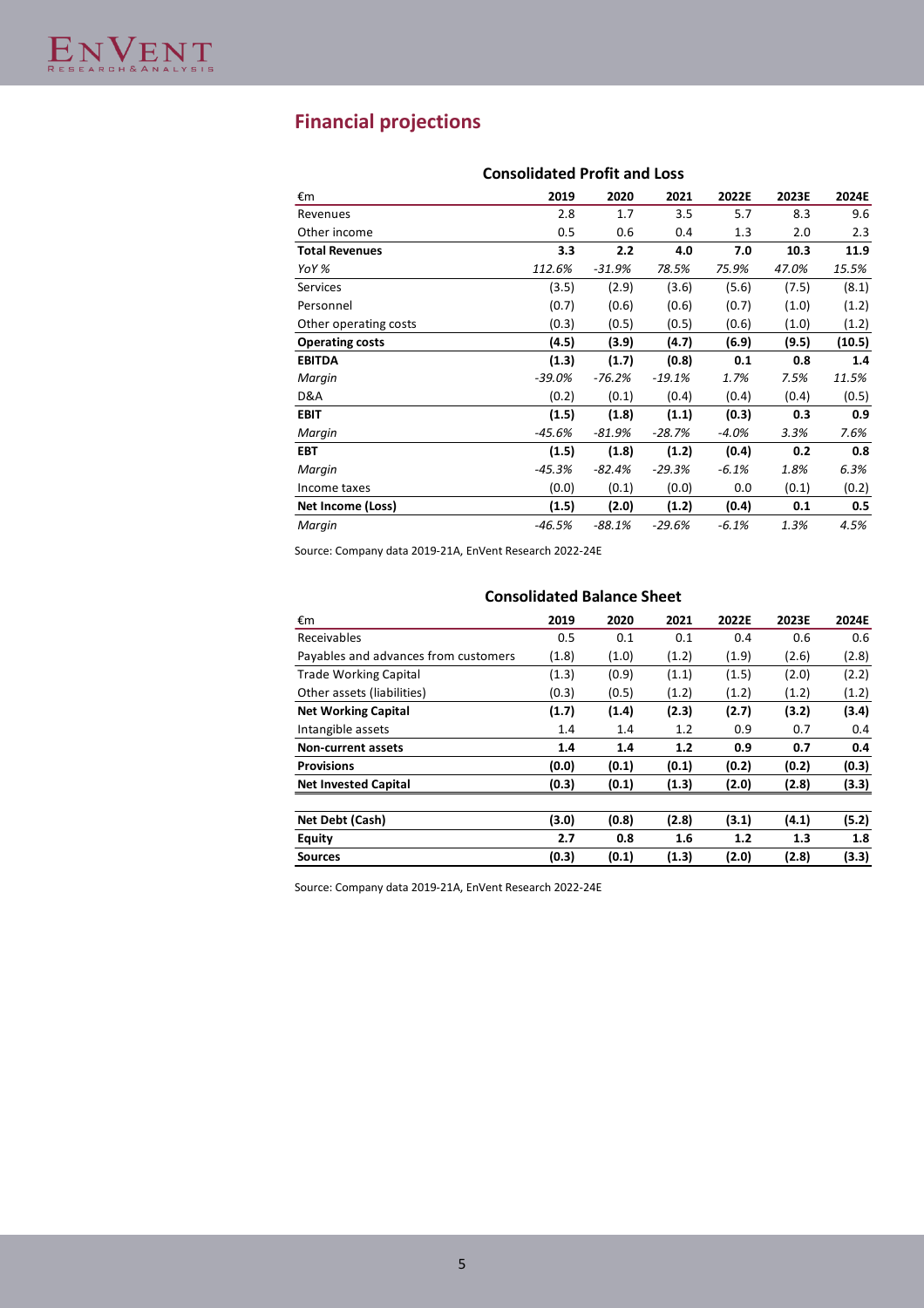## Financial projections

**Consolidated Profit and Loss**

| €m | 2019 | 2020 | 2021 | 2022E | 2023E | 2024E |
|---|---|---|---|---|---|---|
| Revenues | 2.8 | 1.7 | 3.5 | 5.7 | 8.3 | 9.6 |
| Other income | 0.5 | 0.6 | 0.4 | 1.3 | 2.0 | 2.3 |
| **Total Revenues** | **3.3** | **2.2** | **4.0** | **7.0** | **10.3** | **11.9** |
| *YoY %* | *112.6%* | *-31.9%* | *78.5%* | *75.9%* | *47.0%* | *15.5%* |
| Services | (3.5) | (2.9) | (3.6) | (5.6) | (7.5) | (8.1) |
| Personnel | (0.7) | (0.6) | (0.6) | (0.7) | (1.0) | (1.2) |
| Other operating costs | (0.3) | (0.5) | (0.5) | (0.6) | (1.0) | (1.2) |
| **Operating costs** | **(4.5)** | **(3.9)** | **(4.7)** | **(6.9)** | **(9.5)** | **(10.5)** |
| **EBITDA** | **(1.3)** | **(1.7)** | **(0.8)** | **0.1** | **0.8** | **1.4** |
| *Margin* | *-39.0%* | *-76.2%* | *-19.1%* | *1.7%* | *7.5%* | *11.5%* |
| D&A | (0.2) | (0.1) | (0.4) | (0.4) | (0.4) | (0.5) |
| **EBIT** | **(1.5)** | **(1.8)** | **(1.1)** | **(0.3)** | **0.3** | **0.9** |
| *Margin* | *-45.6%* | *-81.9%* | *-28.7%* | *-4.0%* | *3.3%* | *7.6%* |
| **EBT** | **(1.5)** | **(1.8)** | **(1.2)** | **(0.4)** | **0.2** | **0.8** |
| *Margin* | *-45.3%* | *-82.4%* | *-29.3%* | *-6.1%* | *1.8%* | *6.3%* |
| Income taxes | (0.0) | (0.1) | (0.0) | 0.0 | (0.1) | (0.2) |
| **Net Income (Loss)** | **(1.5)** | **(2.0)** | **(1.2)** | **(0.4)** | **0.1** | **0.5** |
| *Margin* | *-46.5%* | *-88.1%* | *-29.6%* | *-6.1%* | *1.3%* | *4.5%* |

Source: Company data 2019-21A, EnVent Research 2022-24E

**Consolidated Balance Sheet**

| €m | 2019 | 2020 | 2021 | 2022E | 2023E | 2024E |
|---|---|---|---|---|---|---|
| Receivables | 0.5 | 0.1 | 0.1 | 0.4 | 0.6 | 0.6 |
| Payables and advances from customers | (1.8) | (1.0) | (1.2) | (1.9) | (2.6) | (2.8) |
| Trade Working Capital | (1.3) | (0.9) | (1.1) | (1.5) | (2.0) | (2.2) |
| Other assets (liabilities) | (0.3) | (0.5) | (1.2) | (1.2) | (1.2) | (1.2) |
| **Net Working Capital** | **(1.7)** | **(1.4)** | **(2.3)** | **(2.7)** | **(3.2)** | **(3.4)** |
| Intangible assets | 1.4 | 1.4 | 1.2 | 0.9 | 0.7 | 0.4 |
| **Non-current assets** | **1.4** | **1.4** | **1.2** | **0.9** | **0.7** | **0.4** |
| **Provisions** | **(0.0)** | **(0.1)** | **(0.1)** | **(0.2)** | **(0.2)** | **(0.3)** |
| **Net Invested Capital** | **(0.3)** | **(0.1)** | **(1.3)** | **(2.0)** | **(2.8)** | **(3.3)** |
| | | | | | | |
| **Net Debt (Cash)** | **(3.0)** | **(0.8)** | **(2.8)** | **(3.1)** | **(4.1)** | **(5.2)** |
| **Equity** | **2.7** | **0.8** | **1.6** | **1.2** | **1.3** | **1.8** |
| **Sources** | **(0.3)** | **(0.1)** | **(1.3)** | **(2.0)** | **(2.8)** | **(3.3)** |

Source: Company data 2019-21A, EnVent Research 2022-24E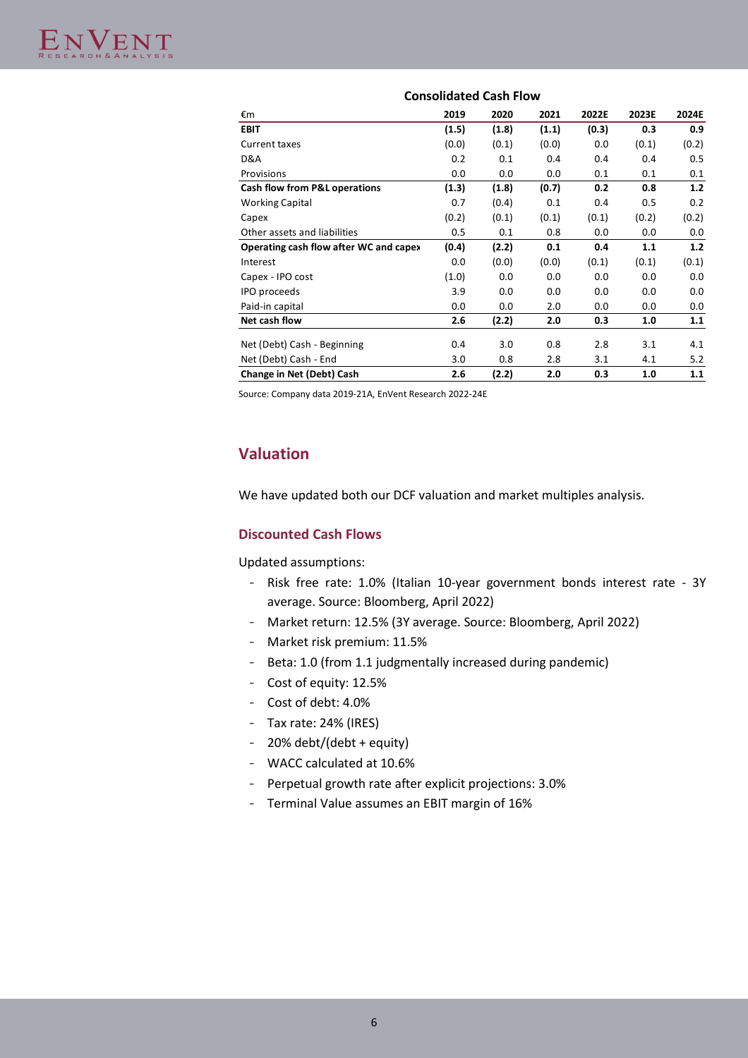**Consolidated Cash Flow**

| €m | 2019 | 2020 | 2021 | 2022E | 2023E | 2024E |
|---|---|---|---|---|---|---|
| **EBIT** | **(1.5)** | **(1.8)** | **(1.1)** | **(0.3)** | **0.3** | **0.9** |
| Current taxes | (0.0) | (0.1) | (0.0) | 0.0 | (0.1) | (0.2) |
| D&A | 0.2 | 0.1 | 0.4 | 0.4 | 0.4 | 0.5 |
| Provisions | 0.0 | 0.0 | 0.0 | 0.1 | 0.1 | 0.1 |
| **Cash flow from P&L operations** | **(1.3)** | **(1.8)** | **(0.7)** | **0.2** | **0.8** | **1.2** |
| Working Capital | 0.7 | (0.4) | 0.1 | 0.4 | 0.5 | 0.2 |
| Capex | (0.2) | (0.1) | (0.1) | (0.1) | (0.2) | (0.2) |
| Other assets and liabilities | 0.5 | 0.1 | 0.8 | 0.0 | 0.0 | 0.0 |
| **Operating cash flow after WC and capex** | **(0.4)** | **(2.2)** | **0.1** | **0.4** | **1.1** | **1.2** |
| Interest | 0.0 | (0.0) | (0.0) | (0.1) | (0.1) | (0.1) |
| Capex - IPO cost | (1.0) | 0.0 | 0.0 | 0.0 | 0.0 | 0.0 |
| IPO proceeds | 3.9 | 0.0 | 0.0 | 0.0 | 0.0 | 0.0 |
| Paid-in capital | 0.0 | 0.0 | 2.0 | 0.0 | 0.0 | 0.0 |
| **Net cash flow** | **2.6** | **(2.2)** | **2.0** | **0.3** | **1.0** | **1.1** |
| Net (Debt) Cash - Beginning | 0.4 | 3.0 | 0.8 | 2.8 | 3.1 | 4.1 |
| Net (Debt) Cash - End | 3.0 | 0.8 | 2.8 | 3.1 | 4.1 | 5.2 |
| **Change in Net (Debt) Cash** | **2.6** | **(2.2)** | **2.0** | **0.3** | **1.0** | **1.1** |

Source: Company data 2019-21A, EnVent Research 2022-24E

## Valuation

We have updated both our DCF valuation and market multiples analysis.

### Discounted Cash Flows

Updated assumptions:

- Risk free rate: 1.0% (Italian 10-year government bonds interest rate - 3Y average. Source: Bloomberg, April 2022)
- Market return: 12.5% (3Y average. Source: Bloomberg, April 2022)
- Market risk premium: 11.5%
- Beta: 1.0 (from 1.1 judgmentally increased during pandemic)
- Cost of equity: 12.5%
- Cost of debt: 4.0%
- Tax rate: 24% (IRES)
- 20% debt/(debt + equity)
- WACC calculated at 10.6%
- Perpetual growth rate after explicit projections: 3.0%
- Terminal Value assumes an EBIT margin of 16%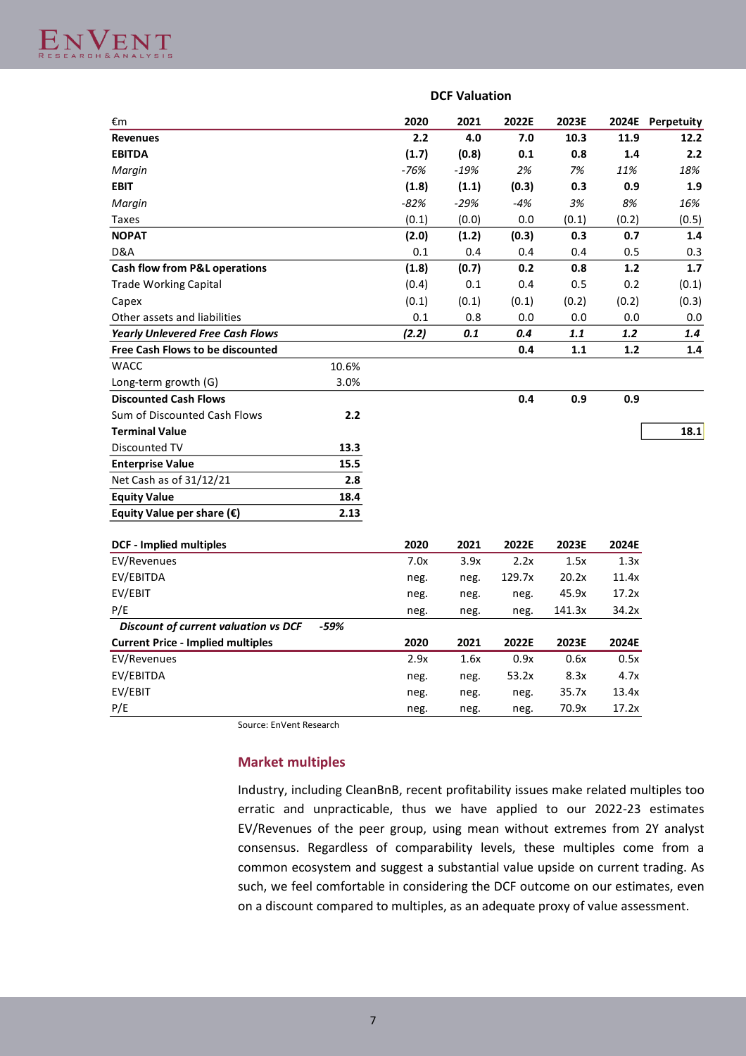### DCF Valuation

| €m | | 2020 | 2021 | 2022E | 2023E | 2024E | Perpetuity |
|---|---|---|---|---|---|---|---|
| **Revenues** | | **2.2** | **4.0** | **7.0** | **10.3** | **11.9** | **12.2** |
| **EBITDA** | | **(1.7)** | **(0.8)** | **0.1** | **0.8** | **1.4** | **2.2** |
| *Margin* | | *-76%* | *-19%* | *2%* | *7%* | *11%* | *18%* |
| **EBIT** | | **(1.8)** | **(1.1)** | **(0.3)** | **0.3** | **0.9** | **1.9** |
| *Margin* | | *-82%* | *-29%* | *-4%* | *3%* | *8%* | *16%* |
| Taxes | | (0.1) | (0.0) | 0.0 | (0.1) | (0.2) | (0.5) |
| **NOPAT** | | **(2.0)** | **(1.2)** | **(0.3)** | **0.3** | **0.7** | **1.4** |
| D&A | | 0.1 | 0.4 | 0.4 | 0.4 | 0.5 | 0.3 |
| **Cash flow from P&L operations** | | **(1.8)** | **(0.7)** | **0.2** | **0.8** | **1.2** | **1.7** |
| Trade Working Capital | | (0.4) | 0.1 | 0.4 | 0.5 | 0.2 | (0.1) |
| Capex | | (0.1) | (0.1) | (0.1) | (0.2) | (0.2) | (0.3) |
| Other assets and liabilities | | 0.1 | 0.8 | 0.0 | 0.0 | 0.0 | 0.0 |
| ***Yearly Unlevered Free Cash Flows*** | | ***(2.2)*** | ***0.1*** | ***0.4*** | ***1.1*** | ***1.2*** | ***1.4*** |
| **Free Cash Flows to be discounted** | | | | **0.4** | **1.1** | **1.2** | **1.4** |
| WACC | 10.6% | | | | | | |
| Long-term growth (G) | 3.0% | | | | | | |
| **Discounted Cash Flows** | | | | **0.4** | **0.9** | **0.9** | |
| Sum of Discounted Cash Flows | **2.2** | | | | | | |
| **Terminal Value** | | | | | | | **18.1** |
| Discounted TV | **13.3** | | | | | | |
| **Enterprise Value** | **15.5** | | | | | | |
| Net Cash as of 31/12/21 | **2.8** | | | | | | |
| **Equity Value** | **18.4** | | | | | | |
| **Equity Value per share (€)** | **2.13** | | | | | | |

| **DCF - Implied multiples** | | 2020 | 2021 | 2022E | 2023E | 2024E |
|---|---|---|---|---|---|---|
| EV/Revenues | | 7.0x | 3.9x | 2.2x | 1.5x | 1.3x |
| EV/EBITDA | | neg. | neg. | 129.7x | 20.2x | 11.4x |
| EV/EBIT | | neg. | neg. | neg. | 45.9x | 17.2x |
| P/E | | neg. | neg. | neg. | 141.3x | 34.2x |
| *Discount of current valuation vs DCF* | *-59%* | | | | | |
| **Current Price - Implied multiples** | | **2020** | **2021** | **2022E** | **2023E** | **2024E** |
| EV/Revenues | | 2.9x | 1.6x | 0.9x | 0.6x | 0.5x |
| EV/EBITDA | | neg. | neg. | 53.2x | 8.3x | 4.7x |
| EV/EBIT | | neg. | neg. | neg. | 35.7x | 13.4x |
| P/E | | neg. | neg. | neg. | 70.9x | 17.2x |

Source: EnVent Research

### Market multiples

Industry, including CleanBnB, recent profitability issues make related multiples too erratic and unpracticable, thus we have applied to our 2022-23 estimates EV/Revenues of the peer group, using mean without extremes from 2Y analyst consensus. Regardless of comparability levels, these multiples come from a common ecosystem and suggest a substantial value upside on current trading. As such, we feel comfortable in considering the DCF outcome on our estimates, even on a discount compared to multiples, as an adequate proxy of value assessment.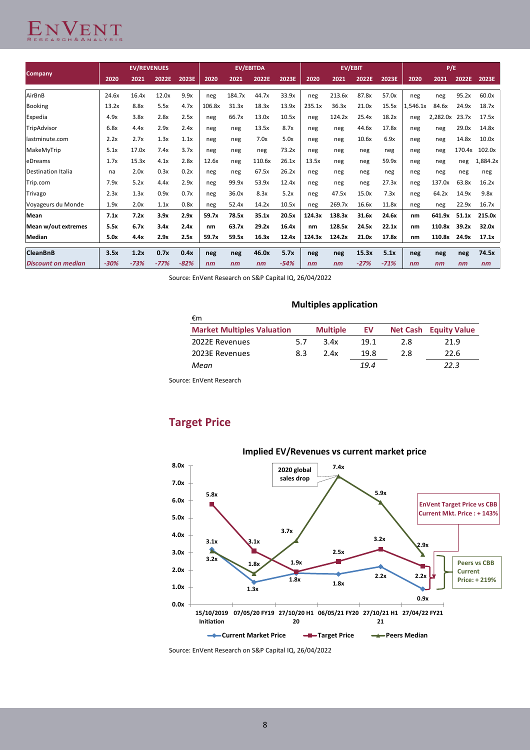| Company | EV/REVENUES | | | | EV/EBITDA | | | | EV/EBIT | | | | P/E | | | |
|---|---|---|---|---|---|---|---|---|---|---|---|---|---|---|---|---|
| | 2020 | 2021 | 2022E | 2023E | 2020 | 2021 | 2022E | 2023E | 2020 | 2021 | 2022E | 2023E | 2020 | 2021 | 2022E | 2023E |
| AirBnB | 24.6x | 16.4x | 12.0x | 9.9x | neg | 184.7x | 44.7x | 33.9x | neg | 213.6x | 87.8x | 57.0x | neg | neg | 95.2x | 60.0x |
| Booking | 13.2x | 8.8x | 5.5x | 4.7x | 106.8x | 31.3x | 18.3x | 13.9x | 235.1x | 36.3x | 21.0x | 15.5x | 1,546.1x | 84.6x | 24.9x | 18.7x |
| Expedia | 4.9x | 3.8x | 2.8x | 2.5x | neg | 66.7x | 13.0x | 10.5x | neg | 124.2x | 25.4x | 18.2x | neg | 2,282.0x | 23.7x | 17.5x |
| TripAdvisor | 6.8x | 4.4x | 2.9x | 2.4x | neg | neg | 13.5x | 8.7x | neg | neg | 44.6x | 17.8x | neg | neg | 29.0x | 14.8x |
| lastminute.com | 2.2x | 2.7x | 1.3x | 1.1x | neg | neg | 7.0x | 5.0x | neg | neg | 10.6x | 6.9x | neg | neg | 14.8x | 10.0x |
| MakeMyTrip | 5.1x | 17.0x | 7.4x | 3.7x | neg | neg | neg | 73.2x | neg | neg | neg | neg | neg | neg | 170.4x | 102.0x |
| eDreams | 1.7x | 15.3x | 4.1x | 2.8x | 12.6x | neg | 110.6x | 26.1x | 13.5x | neg | neg | 59.9x | neg | neg | neg | 1,884.2x |
| Destination Italia | na | 2.0x | 0.3x | 0.2x | neg | neg | 67.5x | 26.2x | neg | neg | neg | neg | neg | neg | neg | neg |
| Trip.com | 7.9x | 5.2x | 4.4x | 2.9x | neg | 99.9x | 53.9x | 12.4x | neg | neg | neg | 27.3x | neg | 137.0x | 63.8x | 16.2x |
| Trivago | 2.3x | 1.3x | 0.9x | 0.7x | neg | 36.0x | 8.3x | 5.2x | neg | 47.5x | 15.0x | 7.3x | neg | 64.2x | 14.9x | 9.8x |
| Voyageurs du Monde | 1.9x | 2.0x | 1.1x | 0.8x | neg | 52.4x | 14.2x | 10.5x | neg | 269.7x | 16.6x | 11.8x | neg | neg | 22.9x | 16.7x |
| **Mean** | **7.1x** | **7.2x** | **3.9x** | **2.9x** | **59.7x** | **78.5x** | **35.1x** | **20.5x** | **124.3x** | **138.3x** | **31.6x** | **24.6x** | **nm** | **641.9x** | **51.1x** | **215.0x** |
| **Mean w/out extremes** | **5.5x** | **6.7x** | **3.4x** | **2.4x** | **nm** | **63.7x** | **29.2x** | **16.4x** | **nm** | **128.5x** | **24.5x** | **22.1x** | **nm** | **110.8x** | **39.2x** | **32.0x** |
| **Median** | **5.0x** | **4.4x** | **2.9x** | **2.5x** | **59.7x** | **59.5x** | **16.3x** | **12.4x** | **124.3x** | **124.2x** | **21.0x** | **17.8x** | **nm** | **110.8x** | **24.9x** | **17.1x** |
| **CleanBnB** | **3.5x** | **1.2x** | **0.7x** | **0.4x** | **neg** | **neg** | **46.0x** | **5.7x** | **neg** | **neg** | **15.3x** | **5.1x** | **neg** | **neg** | **neg** | **74.5x** |
| ***Discount on median*** | ***-30%*** | ***-73%*** | ***-77%*** | ***-82%*** | ***nm*** | ***nm*** | ***nm*** | ***-54%*** | ***nm*** | ***nm*** | ***-27%*** | ***-71%*** | ***nm*** | ***nm*** | ***nm*** | ***nm*** |

Source: EnVent Research on S&P Capital IQ, 26/04/2022

**Multiples application**

€m

| Market Multiples Valuation | | Multiple | EV | Net Cash | Equity Value |
|---|---|---|---|---|---|
| 2022E Revenues | 5.7 | 3.4x | 19.1 | 2.8 | 21.9 |
| 2023E Revenues | 8.3 | 2.4x | 19.8 | 2.8 | 22.6 |
| *Mean* | | | *19.4* | | *22.3* |

Source: EnVent Research

## Target Price

**Implied EV/Revenues vs current market price**

| | 15/10/2019 Initiation | 07/05/20 FY19 | 27/10/20 H1 20 | 06/05/21 FY20 | 27/10/21 H1 21 | 27/04/22 FY21 |
|---|---|---|---|---|---|---|
| Current Market Price | 3.2x | 1.3x | 1.8x | 1.8x | 2.2x | 0.9x |
| Target Price | 5.8x | 3.1x | 1.9x | 2.5x | 3.2x | 2.2x |
| Peers Median | 3.1x | 1.8x | 3.7x | 7.4x | 5.9x | 2.9x |

2020 global sales drop

EnVent Target Price vs CBB Current Mkt. Price : + 143%

Peers vs CBB Current Price: + 219%

Source: EnVent Research on S&P Capital IQ, 26/04/2022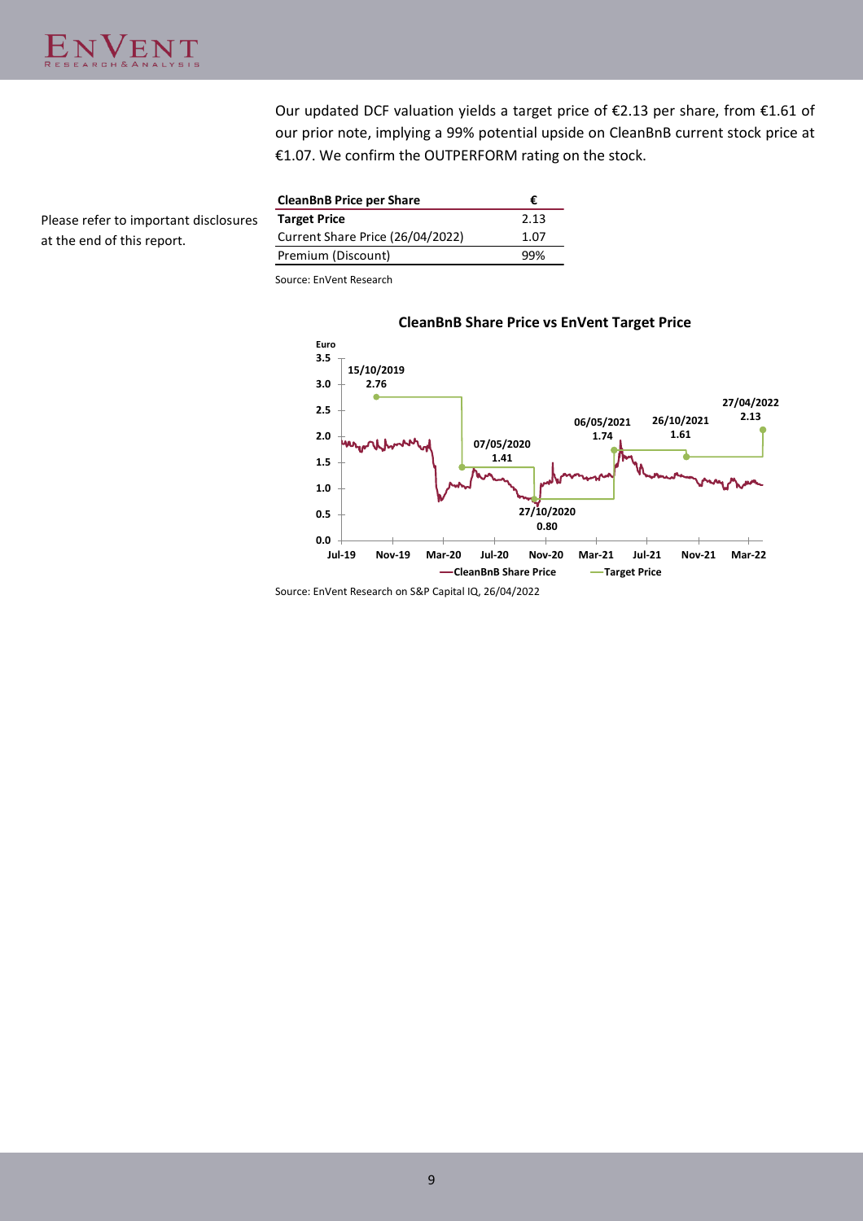Our updated DCF valuation yields a target price of €2.13 per share, from €1.61 of our prior note, implying a 99% potential upside on CleanBnB current stock price at €1.07. We confirm the OUTPERFORM rating on the stock.

Please refer to important disclosures at the end of this report.

| CleanBnB Price per Share | € |
|---|---|
| **Target Price** | 2.13 |
| Current Share Price (26/04/2022) | 1.07 |
| Premium (Discount) | 99% |

Source: EnVent Research

**CleanBnB Share Price vs EnVent Target Price**

Source: EnVent Research on S&P Capital IQ, 26/04/2022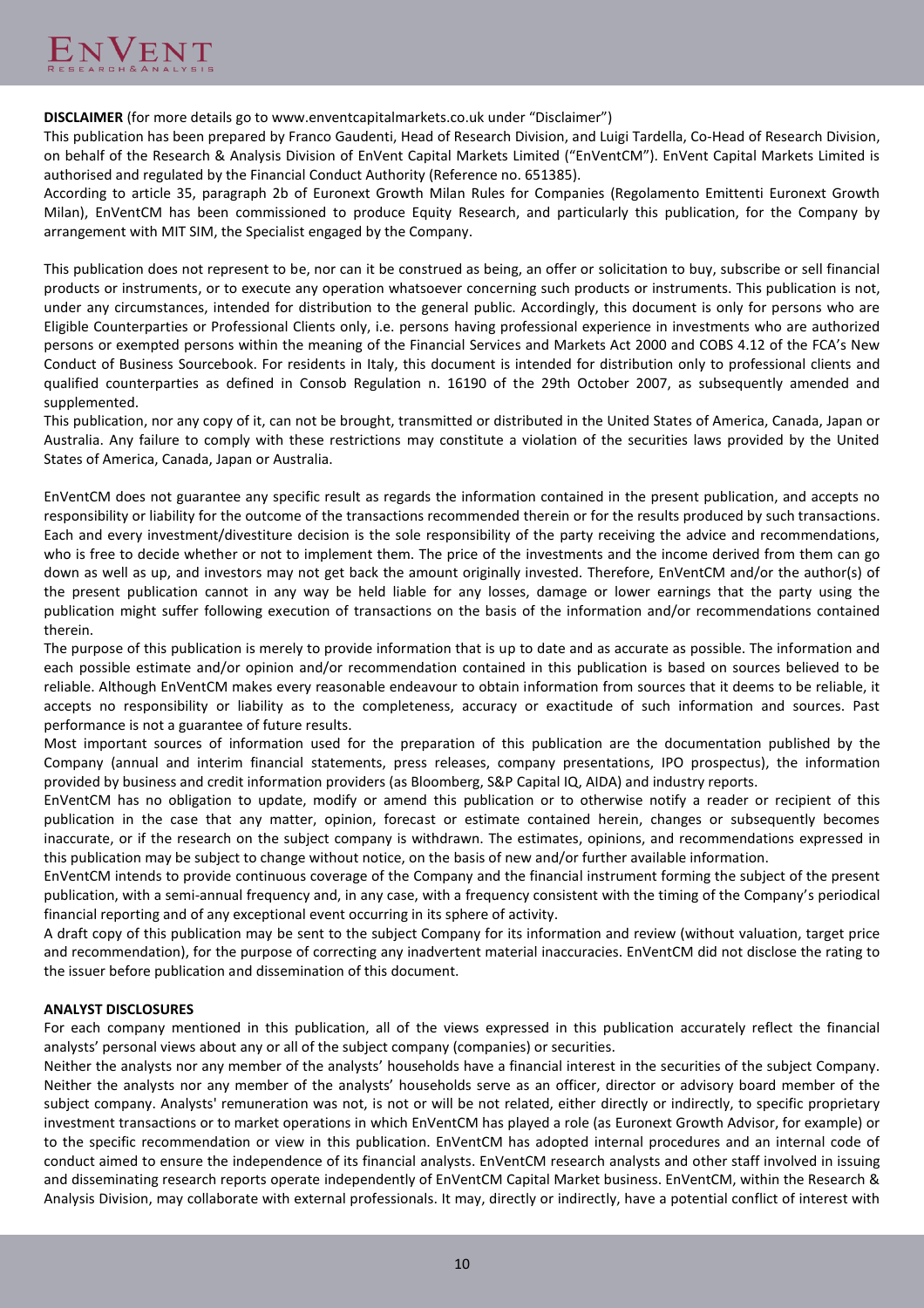**DISCLAIMER** (for more details go to www.enventcapitalmarkets.co.uk under "Disclaimer")

This publication has been prepared by Franco Gaudenti, Head of Research Division, and Luigi Tardella, Co-Head of Research Division, on behalf of the Research & Analysis Division of EnVent Capital Markets Limited ("EnVentCM"). EnVent Capital Markets Limited is authorised and regulated by the Financial Conduct Authority (Reference no. 651385).

According to article 35, paragraph 2b of Euronext Growth Milan Rules for Companies (Regolamento Emittenti Euronext Growth Milan), EnVentCM has been commissioned to produce Equity Research, and particularly this publication, for the Company by arrangement with MIT SIM, the Specialist engaged by the Company.

This publication does not represent to be, nor can it be construed as being, an offer or solicitation to buy, subscribe or sell financial products or instruments, or to execute any operation whatsoever concerning such products or instruments. This publication is not, under any circumstances, intended for distribution to the general public. Accordingly, this document is only for persons who are Eligible Counterparties or Professional Clients only, i.e. persons having professional experience in investments who are authorized persons or exempted persons within the meaning of the Financial Services and Markets Act 2000 and COBS 4.12 of the FCA's New Conduct of Business Sourcebook. For residents in Italy, this document is intended for distribution only to professional clients and qualified counterparties as defined in Consob Regulation n. 16190 of the 29th October 2007, as subsequently amended and supplemented.

This publication, nor any copy of it, can not be brought, transmitted or distributed in the United States of America, Canada, Japan or Australia. Any failure to comply with these restrictions may constitute a violation of the securities laws provided by the United States of America, Canada, Japan or Australia.

EnVentCM does not guarantee any specific result as regards the information contained in the present publication, and accepts no responsibility or liability for the outcome of the transactions recommended therein or for the results produced by such transactions. Each and every investment/divestiture decision is the sole responsibility of the party receiving the advice and recommendations, who is free to decide whether or not to implement them. The price of the investments and the income derived from them can go down as well as up, and investors may not get back the amount originally invested. Therefore, EnVentCM and/or the author(s) of the present publication cannot in any way be held liable for any losses, damage or lower earnings that the party using the publication might suffer following execution of transactions on the basis of the information and/or recommendations contained therein.

The purpose of this publication is merely to provide information that is up to date and as accurate as possible. The information and each possible estimate and/or opinion and/or recommendation contained in this publication is based on sources believed to be reliable. Although EnVentCM makes every reasonable endeavour to obtain information from sources that it deems to be reliable, it accepts no responsibility or liability as to the completeness, accuracy or exactitude of such information and sources. Past performance is not a guarantee of future results.

Most important sources of information used for the preparation of this publication are the documentation published by the Company (annual and interim financial statements, press releases, company presentations, IPO prospectus), the information provided by business and credit information providers (as Bloomberg, S&P Capital IQ, AIDA) and industry reports.

EnVentCM has no obligation to update, modify or amend this publication or to otherwise notify a reader or recipient of this publication in the case that any matter, opinion, forecast or estimate contained herein, changes or subsequently becomes inaccurate, or if the research on the subject company is withdrawn. The estimates, opinions, and recommendations expressed in this publication may be subject to change without notice, on the basis of new and/or further available information.

EnVentCM intends to provide continuous coverage of the Company and the financial instrument forming the subject of the present publication, with a semi-annual frequency and, in any case, with a frequency consistent with the timing of the Company's periodical financial reporting and of any exceptional event occurring in its sphere of activity.

A draft copy of this publication may be sent to the subject Company for its information and review (without valuation, target price and recommendation), for the purpose of correcting any inadvertent material inaccuracies. EnVentCM did not disclose the rating to the issuer before publication and dissemination of this document.

**ANALYST DISCLOSURES**

For each company mentioned in this publication, all of the views expressed in this publication accurately reflect the financial analysts' personal views about any or all of the subject company (companies) or securities.

Neither the analysts nor any member of the analysts' households have a financial interest in the securities of the subject Company. Neither the analysts nor any member of the analysts' households serve as an officer, director or advisory board member of the subject company. Analysts' remuneration was not, is not or will be not related, either directly or indirectly, to specific proprietary investment transactions or to market operations in which EnVentCM has played a role (as Euronext Growth Advisor, for example) or to the specific recommendation or view in this publication. EnVentCM has adopted internal procedures and an internal code of conduct aimed to ensure the independence of its financial analysts. EnVentCM research analysts and other staff involved in issuing and disseminating research reports operate independently of EnVentCM Capital Market business. EnVentCM, within the Research & Analysis Division, may collaborate with external professionals. It may, directly or indirectly, have a potential conflict of interest with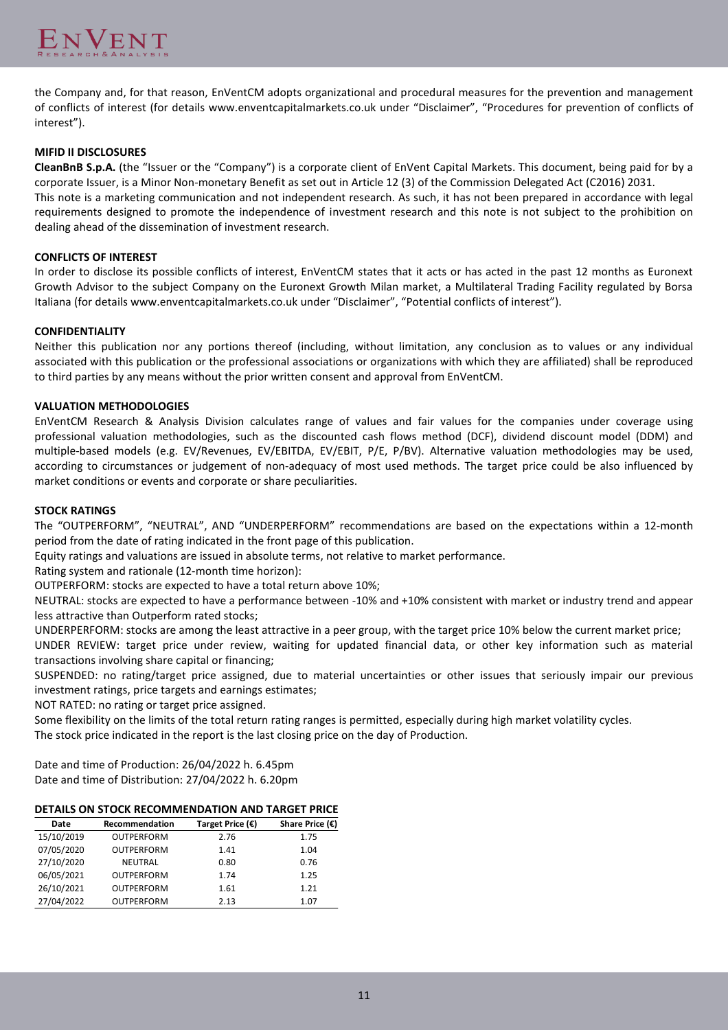the Company and, for that reason, EnVentCM adopts organizational and procedural measures for the prevention and management of conflicts of interest (for details www.enventcapitalmarkets.co.uk under "Disclaimer", "Procedures for prevention of conflicts of interest").

**MIFID II DISCLOSURES**

**CleanBnB S.p.A.** (the "Issuer or the "Company") is a corporate client of EnVent Capital Markets. This document, being paid for by a corporate Issuer, is a Minor Non-monetary Benefit as set out in Article 12 (3) of the Commission Delegated Act (C2016) 2031.
This note is a marketing communication and not independent research. As such, it has not been prepared in accordance with legal requirements designed to promote the independence of investment research and this note is not subject to the prohibition on dealing ahead of the dissemination of investment research.

**CONFLICTS OF INTEREST**

In order to disclose its possible conflicts of interest, EnVentCM states that it acts or has acted in the past 12 months as Euronext Growth Advisor to the subject Company on the Euronext Growth Milan market, a Multilateral Trading Facility regulated by Borsa Italiana (for details www.enventcapitalmarkets.co.uk under "Disclaimer", "Potential conflicts of interest").

**CONFIDENTIALITY**

Neither this publication nor any portions thereof (including, without limitation, any conclusion as to values or any individual associated with this publication or the professional associations or organizations with which they are affiliated) shall be reproduced to third parties by any means without the prior written consent and approval from EnVentCM.

**VALUATION METHODOLOGIES**

EnVentCM Research & Analysis Division calculates range of values and fair values for the companies under coverage using professional valuation methodologies, such as the discounted cash flows method (DCF), dividend discount model (DDM) and multiple-based models (e.g. EV/Revenues, EV/EBITDA, EV/EBIT, P/E, P/BV). Alternative valuation methodologies may be used, according to circumstances or judgement of non-adequacy of most used methods. The target price could be also influenced by market conditions or events and corporate or share peculiarities.

**STOCK RATINGS**

The "OUTPERFORM", "NEUTRAL", AND "UNDERPERFORM" recommendations are based on the expectations within a 12-month period from the date of rating indicated in the front page of this publication.
Equity ratings and valuations are issued in absolute terms, not relative to market performance.
Rating system and rationale (12-month time horizon):
OUTPERFORM: stocks are expected to have a total return above 10%;
NEUTRAL: stocks are expected to have a performance between -10% and +10% consistent with market or industry trend and appear less attractive than Outperform rated stocks;
UNDERPERFORM: stocks are among the least attractive in a peer group, with the target price 10% below the current market price;
UNDER REVIEW: target price under review, waiting for updated financial data, or other key information such as material transactions involving share capital or financing;
SUSPENDED: no rating/target price assigned, due to material uncertainties or other issues that seriously impair our previous investment ratings, price targets and earnings estimates;
NOT RATED: no rating or target price assigned.
Some flexibility on the limits of the total return rating ranges is permitted, especially during high market volatility cycles.
The stock price indicated in the report is the last closing price on the day of Production.

Date and time of Production: 26/04/2022 h. 6.45pm
Date and time of Distribution: 27/04/2022 h. 6.20pm

**DETAILS ON STOCK RECOMMENDATION AND TARGET PRICE**

| Date | Recommendation | Target Price (€) | Share Price (€) |
|---|---|---|---|
| 15/10/2019 | OUTPERFORM | 2.76 | 1.75 |
| 07/05/2020 | OUTPERFORM | 1.41 | 1.04 |
| 27/10/2020 | NEUTRAL | 0.80 | 0.76 |
| 06/05/2021 | OUTPERFORM | 1.74 | 1.25 |
| 26/10/2021 | OUTPERFORM | 1.61 | 1.21 |
| 27/04/2022 | OUTPERFORM | 2.13 | 1.07 |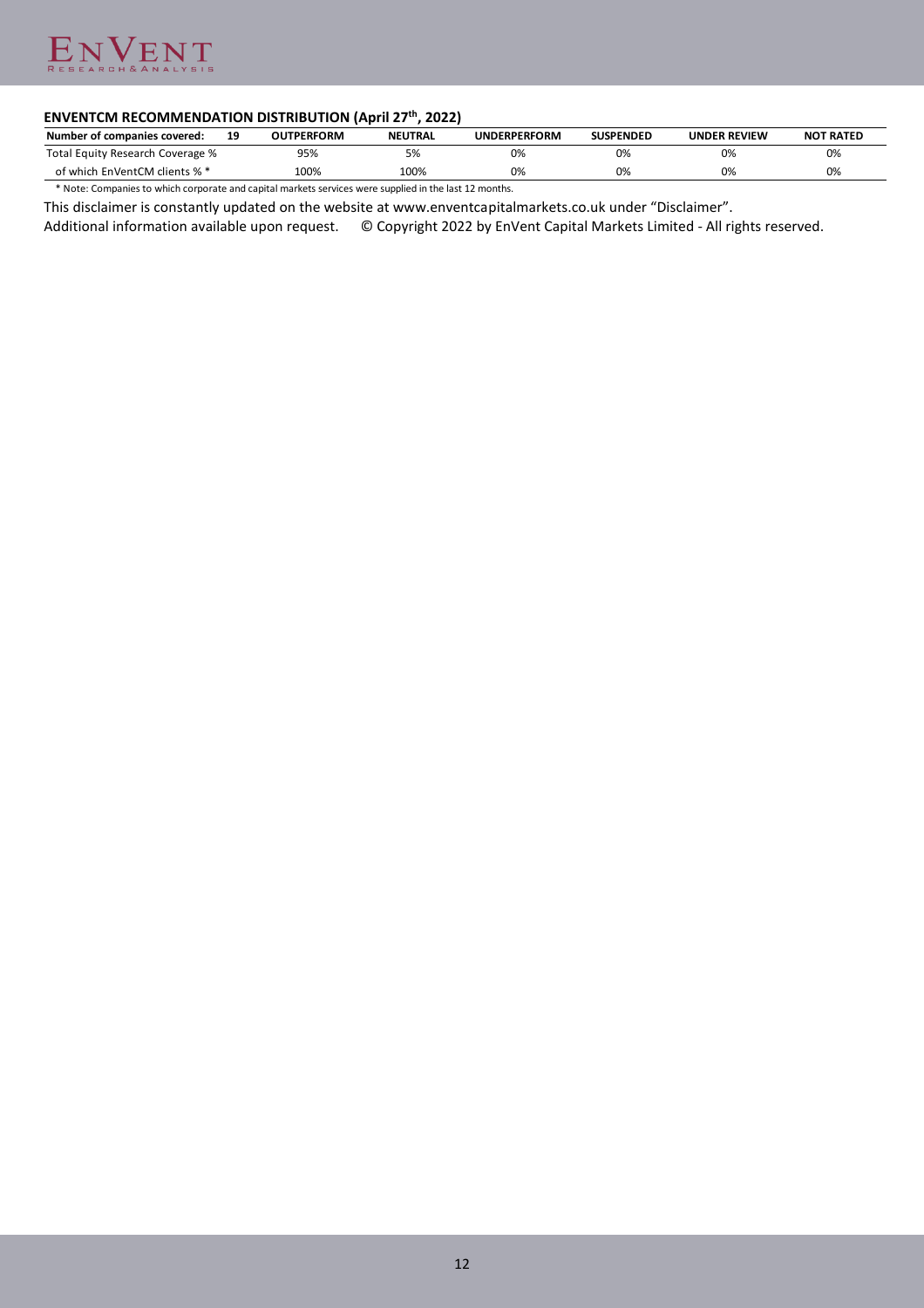## ENVENTCM RECOMMENDATION DISTRIBUTION (April 27th, 2022)

| Number of companies covered: 19 | OUTPERFORM | NEUTRAL | UNDERPERFORM | SUSPENDED | UNDER REVIEW | NOT RATED |
|---|---|---|---|---|---|---|
| Total Equity Research Coverage % | 95% | 5% | 0% | 0% | 0% | 0% |
| of which EnVentCM clients % * | 100% | 100% | 0% | 0% | 0% | 0% |

* Note: Companies to which corporate and capital markets services were supplied in the last 12 months.

This disclaimer is constantly updated on the website at www.enventcapitalmarkets.co.uk under "Disclaimer".

Additional information available upon request. © Copyright 2022 by EnVent Capital Markets Limited - All rights reserved.